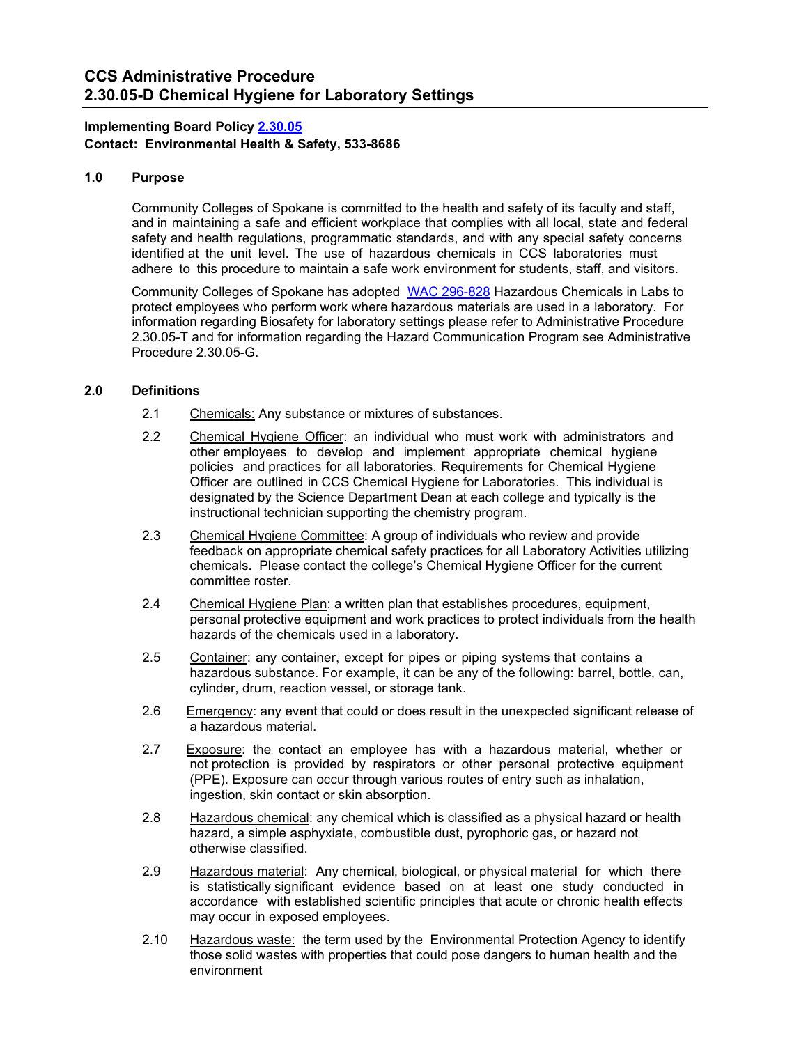# CCS Administrative Procedure
# 2.30.05-D Chemical Hygiene for Laboratory Settings

**Implementing Board Policy [2.30.05](2.30.05)**
**Contact: Environmental Health & Safety, 533-8686**

### 1.0 Purpose

Community Colleges of Spokane is committed to the health and safety of its faculty and staff, and in maintaining a safe and efficient workplace that complies with all local, state and federal safety and health regulations, programmatic standards, and with any special safety concerns identified at the unit level. The use of hazardous chemicals in CCS laboratories must adhere to this procedure to maintain a safe work environment for students, staff, and visitors.

Community Colleges of Spokane has adopted WAC 296-828 Hazardous Chemicals in Labs to protect employees who perform work where hazardous materials are used in a laboratory. For information regarding Biosafety for laboratory settings please refer to Administrative Procedure 2.30.05-T and for information regarding the Hazard Communication Program see Administrative Procedure 2.30.05-G.

### 2.0 Definitions

2.1 Chemicals: Any substance or mixtures of substances.

2.2 Chemical Hygiene Officer: an individual who must work with administrators and other employees to develop and implement appropriate chemical hygiene policies and practices for all laboratories. Requirements for Chemical Hygiene Officer are outlined in CCS Chemical Hygiene for Laboratories. This individual is designated by the Science Department Dean at each college and typically is the instructional technician supporting the chemistry program.

2.3 Chemical Hygiene Committee: A group of individuals who review and provide feedback on appropriate chemical safety practices for all Laboratory Activities utilizing chemicals. Please contact the college's Chemical Hygiene Officer for the current committee roster.

2.4 Chemical Hygiene Plan: a written plan that establishes procedures, equipment, personal protective equipment and work practices to protect individuals from the health hazards of the chemicals used in a laboratory.

2.5 Container: any container, except for pipes or piping systems that contains a hazardous substance. For example, it can be any of the following: barrel, bottle, can, cylinder, drum, reaction vessel, or storage tank.

2.6 Emergency: any event that could or does result in the unexpected significant release of a hazardous material.

2.7 Exposure: the contact an employee has with a hazardous material, whether or not protection is provided by respirators or other personal protective equipment (PPE). Exposure can occur through various routes of entry such as inhalation, ingestion, skin contact or skin absorption.

2.8 Hazardous chemical: any chemical which is classified as a physical hazard or health hazard, a simple asphyxiate, combustible dust, pyrophoric gas, or hazard not otherwise classified.

2.9 Hazardous material: Any chemical, biological, or physical material for which there is statistically significant evidence based on at least one study conducted in accordance with established scientific principles that acute or chronic health effects may occur in exposed employees.

2.10 Hazardous waste: the term used by the Environmental Protection Agency to identify those solid wastes with properties that could pose dangers to human health and the environment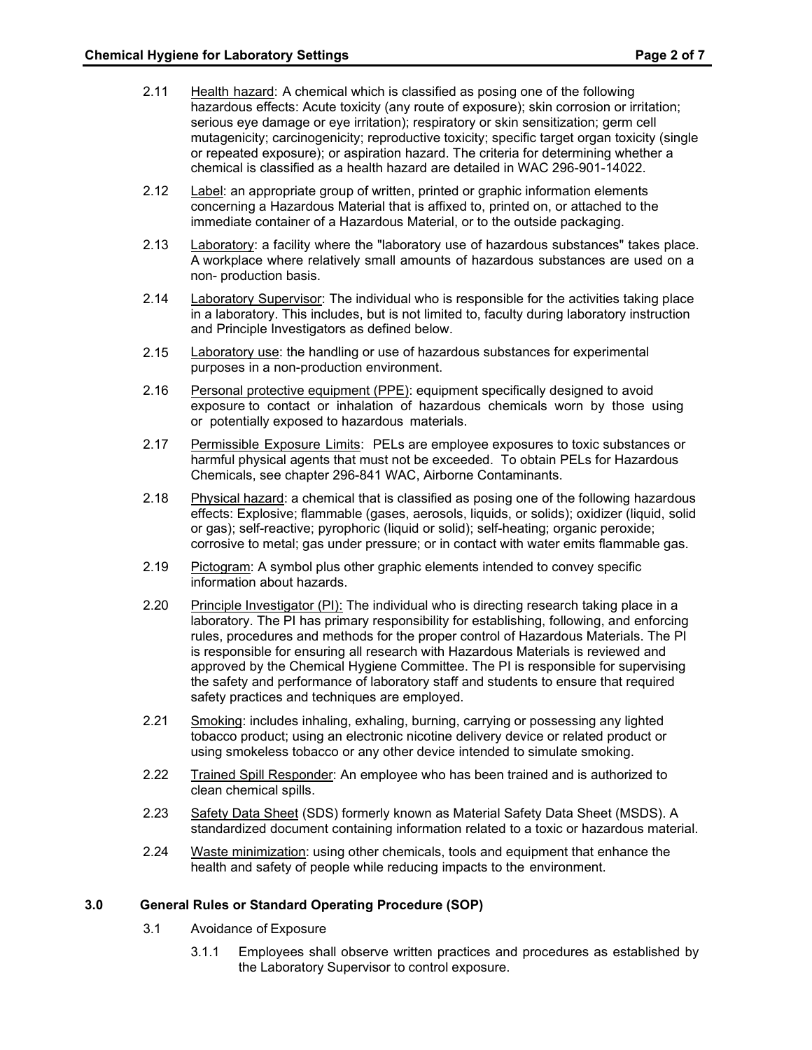2.11 Health hazard: A chemical which is classified as posing one of the following hazardous effects: Acute toxicity (any route of exposure); skin corrosion or irritation; serious eye damage or eye irritation); respiratory or skin sensitization; germ cell mutagenicity; carcinogenicity; reproductive toxicity; specific target organ toxicity (single or repeated exposure); or aspiration hazard. The criteria for determining whether a chemical is classified as a health hazard are detailed in WAC 296-901-14022.

2.12 Label: an appropriate group of written, printed or graphic information elements concerning a Hazardous Material that is affixed to, printed on, or attached to the immediate container of a Hazardous Material, or to the outside packaging.

2.13 Laboratory: a facility where the "laboratory use of hazardous substances" takes place. A workplace where relatively small amounts of hazardous substances are used on a non- production basis.

2.14 Laboratory Supervisor: The individual who is responsible for the activities taking place in a laboratory. This includes, but is not limited to, faculty during laboratory instruction and Principle Investigators as defined below.

2.15 Laboratory use: the handling or use of hazardous substances for experimental purposes in a non-production environment.

2.16 Personal protective equipment (PPE): equipment specifically designed to avoid exposure to contact or inhalation of hazardous chemicals worn by those using or potentially exposed to hazardous materials.

2.17 Permissible Exposure Limits: PELs are employee exposures to toxic substances or harmful physical agents that must not be exceeded. To obtain PELs for Hazardous Chemicals, see chapter 296-841 WAC, Airborne Contaminants.

2.18 Physical hazard: a chemical that is classified as posing one of the following hazardous effects: Explosive; flammable (gases, aerosols, liquids, or solids); oxidizer (liquid, solid or gas); self-reactive; pyrophoric (liquid or solid); self-heating; organic peroxide; corrosive to metal; gas under pressure; or in contact with water emits flammable gas.

2.19 Pictogram: A symbol plus other graphic elements intended to convey specific information about hazards.

2.20 Principle Investigator (PI): The individual who is directing research taking place in a laboratory. The PI has primary responsibility for establishing, following, and enforcing rules, procedures and methods for the proper control of Hazardous Materials. The PI is responsible for ensuring all research with Hazardous Materials is reviewed and approved by the Chemical Hygiene Committee. The PI is responsible for supervising the safety and performance of laboratory staff and students to ensure that required safety practices and techniques are employed.

2.21 Smoking: includes inhaling, exhaling, burning, carrying or possessing any lighted tobacco product; using an electronic nicotine delivery device or related product or using smokeless tobacco or any other device intended to simulate smoking.

2.22 Trained Spill Responder: An employee who has been trained and is authorized to clean chemical spills.

2.23 Safety Data Sheet (SDS) formerly known as Material Safety Data Sheet (MSDS). A standardized document containing information related to a toxic or hazardous material.

2.24 Waste minimization: using other chemicals, tools and equipment that enhance the health and safety of people while reducing impacts to the environment.

## 3.0 General Rules or Standard Operating Procedure (SOP)

3.1 Avoidance of Exposure

3.1.1 Employees shall observe written practices and procedures as established by the Laboratory Supervisor to control exposure.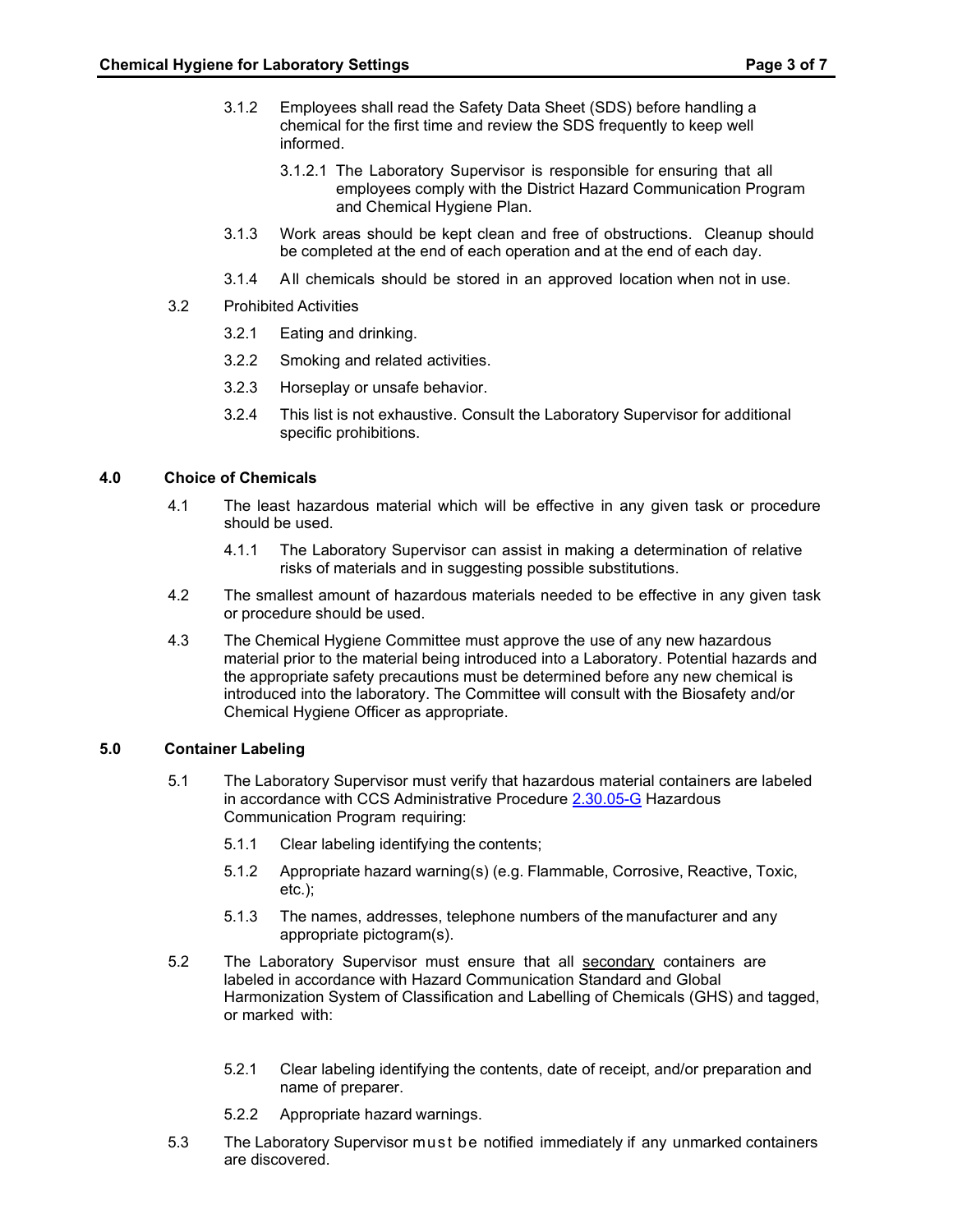3.1.2 Employees shall read the Safety Data Sheet (SDS) before handling a chemical for the first time and review the SDS frequently to keep well informed.

3.1.2.1 The Laboratory Supervisor is responsible for ensuring that all employees comply with the District Hazard Communication Program and Chemical Hygiene Plan.

3.1.3 Work areas should be kept clean and free of obstructions. Cleanup should be completed at the end of each operation and at the end of each day.

3.1.4 All chemicals should be stored in an approved location when not in use.

3.2 Prohibited Activities

3.2.1 Eating and drinking.

3.2.2 Smoking and related activities.

3.2.3 Horseplay or unsafe behavior.

3.2.4 This list is not exhaustive. Consult the Laboratory Supervisor for additional specific prohibitions.

## 4.0 Choice of Chemicals

4.1 The least hazardous material which will be effective in any given task or procedure should be used.

4.1.1 The Laboratory Supervisor can assist in making a determination of relative risks of materials and in suggesting possible substitutions.

4.2 The smallest amount of hazardous materials needed to be effective in any given task or procedure should be used.

4.3 The Chemical Hygiene Committee must approve the use of any new hazardous material prior to the material being introduced into a Laboratory. Potential hazards and the appropriate safety precautions must be determined before any new chemical is introduced into the laboratory. The Committee will consult with the Biosafety and/or Chemical Hygiene Officer as appropriate.

## 5.0 Container Labeling

5.1 The Laboratory Supervisor must verify that hazardous material containers are labeled in accordance with CCS Administrative Procedure 2.30.05-G Hazardous Communication Program requiring:

5.1.1 Clear labeling identifying the contents;

5.1.2 Appropriate hazard warning(s) (e.g. Flammable, Corrosive, Reactive, Toxic, etc.);

5.1.3 The names, addresses, telephone numbers of the manufacturer and any appropriate pictogram(s).

5.2 The Laboratory Supervisor must ensure that all secondary containers are labeled in accordance with Hazard Communication Standard and Global Harmonization System of Classification and Labelling of Chemicals (GHS) and tagged, or marked with:

5.2.1 Clear labeling identifying the contents, date of receipt, and/or preparation and name of preparer.

5.2.2 Appropriate hazard warnings.

5.3 The Laboratory Supervisor must be notified immediately if any unmarked containers are discovered.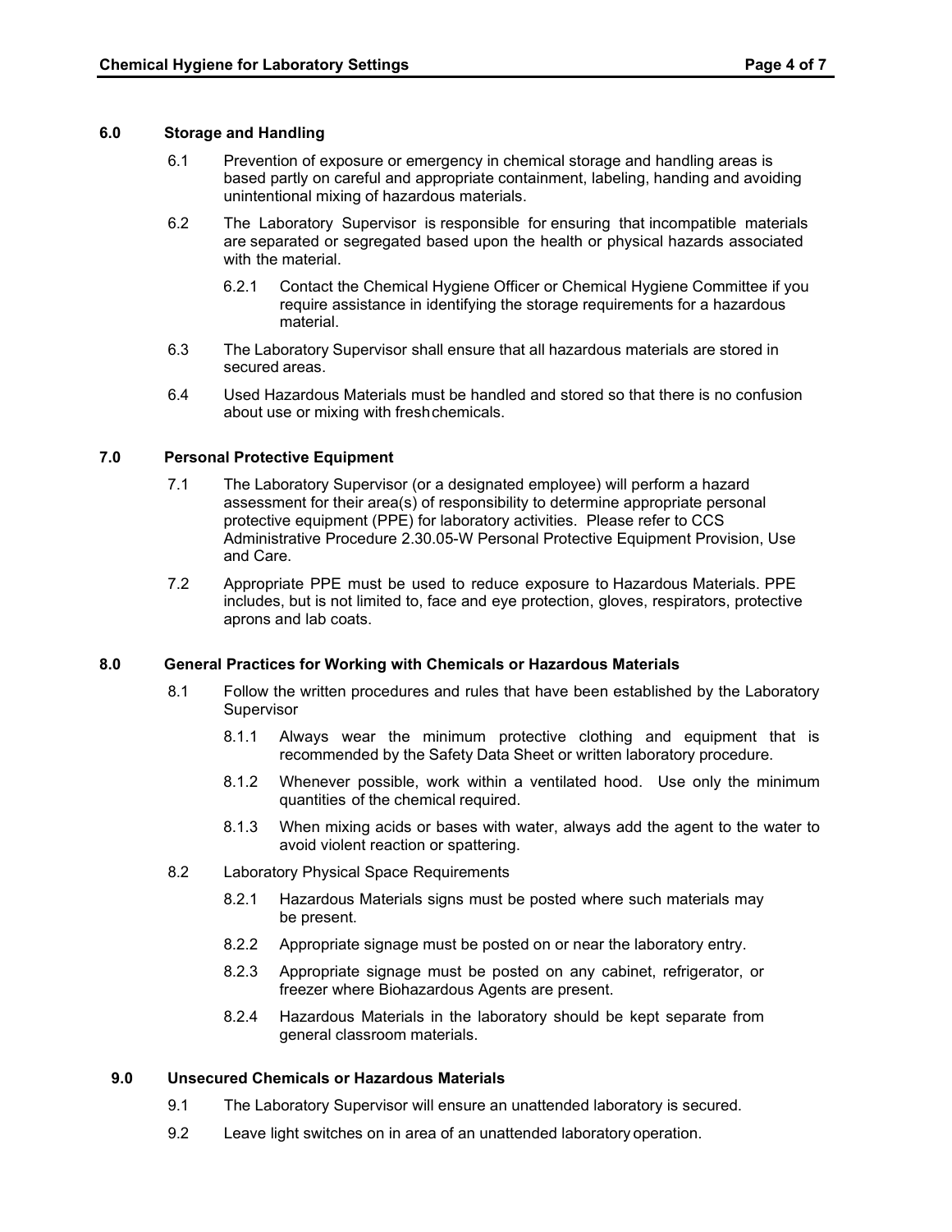## 6.0 Storage and Handling

6.1 Prevention of exposure or emergency in chemical storage and handling areas is based partly on careful and appropriate containment, labeling, handing and avoiding unintentional mixing of hazardous materials.

6.2 The Laboratory Supervisor is responsible for ensuring that incompatible materials are separated or segregated based upon the health or physical hazards associated with the material.

6.2.1 Contact the Chemical Hygiene Officer or Chemical Hygiene Committee if you require assistance in identifying the storage requirements for a hazardous material.

6.3 The Laboratory Supervisor shall ensure that all hazardous materials are stored in secured areas.

6.4 Used Hazardous Materials must be handled and stored so that there is no confusion about use or mixing with fresh chemicals.

## 7.0 Personal Protective Equipment

7.1 The Laboratory Supervisor (or a designated employee) will perform a hazard assessment for their area(s) of responsibility to determine appropriate personal protective equipment (PPE) for laboratory activities. Please refer to CCS Administrative Procedure 2.30.05-W Personal Protective Equipment Provision, Use and Care.

7.2 Appropriate PPE must be used to reduce exposure to Hazardous Materials. PPE includes, but is not limited to, face and eye protection, gloves, respirators, protective aprons and lab coats.

## 8.0 General Practices for Working with Chemicals or Hazardous Materials

8.1 Follow the written procedures and rules that have been established by the Laboratory Supervisor

8.1.1 Always wear the minimum protective clothing and equipment that is recommended by the Safety Data Sheet or written laboratory procedure.

8.1.2 Whenever possible, work within a ventilated hood. Use only the minimum quantities of the chemical required.

8.1.3 When mixing acids or bases with water, always add the agent to the water to avoid violent reaction or spattering.

8.2 Laboratory Physical Space Requirements

8.2.1 Hazardous Materials signs must be posted where such materials may be present.

8.2.2 Appropriate signage must be posted on or near the laboratory entry.

8.2.3 Appropriate signage must be posted on any cabinet, refrigerator, or freezer where Biohazardous Agents are present.

8.2.4 Hazardous Materials in the laboratory should be kept separate from general classroom materials.

## 9.0 Unsecured Chemicals or Hazardous Materials

9.1 The Laboratory Supervisor will ensure an unattended laboratory is secured.

9.2 Leave light switches on in area of an unattended laboratory operation.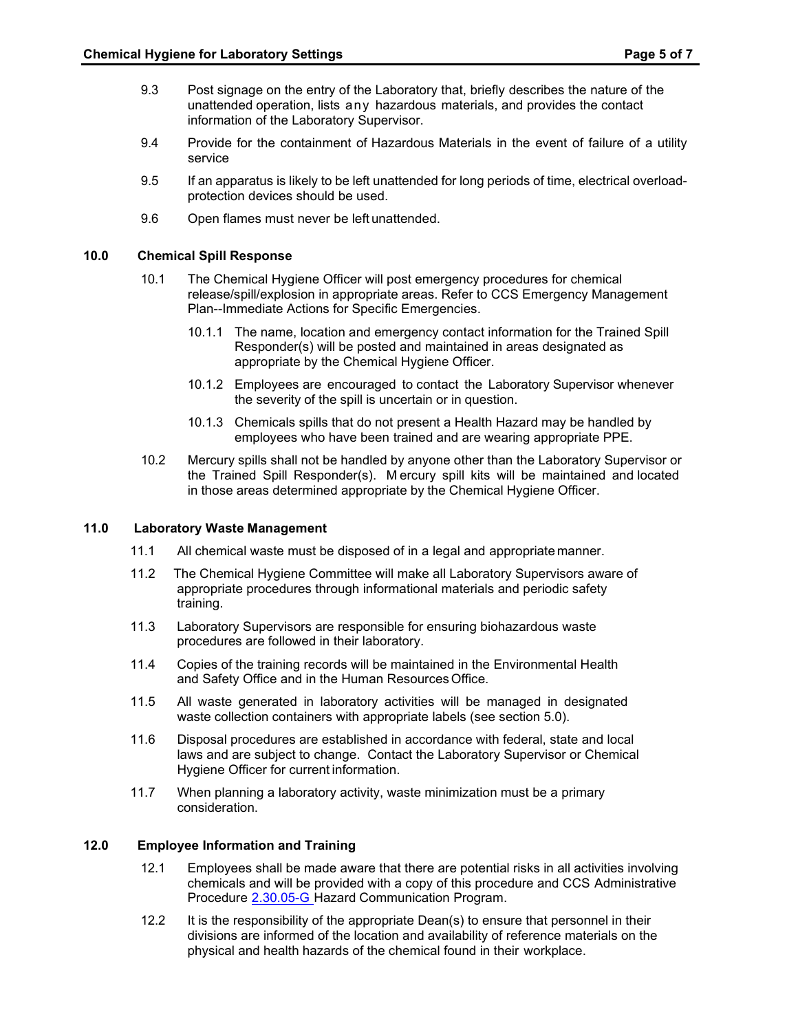9.3 Post signage on the entry of the Laboratory that, briefly describes the nature of the unattended operation, lists any hazardous materials, and provides the contact information of the Laboratory Supervisor.

9.4 Provide for the containment of Hazardous Materials in the event of failure of a utility service

9.5 If an apparatus is likely to be left unattended for long periods of time, electrical overload-protection devices should be used.

9.6 Open flames must never be left unattended.

## 10.0 Chemical Spill Response

10.1 The Chemical Hygiene Officer will post emergency procedures for chemical release/spill/explosion in appropriate areas. Refer to CCS Emergency Management Plan--Immediate Actions for Specific Emergencies.

10.1.1 The name, location and emergency contact information for the Trained Spill Responder(s) will be posted and maintained in areas designated as appropriate by the Chemical Hygiene Officer.

10.1.2 Employees are encouraged to contact the Laboratory Supervisor whenever the severity of the spill is uncertain or in question.

10.1.3 Chemicals spills that do not present a Health Hazard may be handled by employees who have been trained and are wearing appropriate PPE.

10.2 Mercury spills shall not be handled by anyone other than the Laboratory Supervisor or the Trained Spill Responder(s). Mercury spill kits will be maintained and located in those areas determined appropriate by the Chemical Hygiene Officer.

## 11.0 Laboratory Waste Management

11.1 All chemical waste must be disposed of in a legal and appropriate manner.

11.2 The Chemical Hygiene Committee will make all Laboratory Supervisors aware of appropriate procedures through informational materials and periodic safety training.

11.3 Laboratory Supervisors are responsible for ensuring biohazardous waste procedures are followed in their laboratory.

11.4 Copies of the training records will be maintained in the Environmental Health and Safety Office and in the Human Resources Office.

11.5 All waste generated in laboratory activities will be managed in designated waste collection containers with appropriate labels (see section 5.0).

11.6 Disposal procedures are established in accordance with federal, state and local laws and are subject to change. Contact the Laboratory Supervisor or Chemical Hygiene Officer for current information.

11.7 When planning a laboratory activity, waste minimization must be a primary consideration.

## 12.0 Employee Information and Training

12.1 Employees shall be made aware that there are potential risks in all activities involving chemicals and will be provided with a copy of this procedure and CCS Administrative Procedure 2.30.05-G Hazard Communication Program.

12.2 It is the responsibility of the appropriate Dean(s) to ensure that personnel in their divisions are informed of the location and availability of reference materials on the physical and health hazards of the chemical found in their workplace.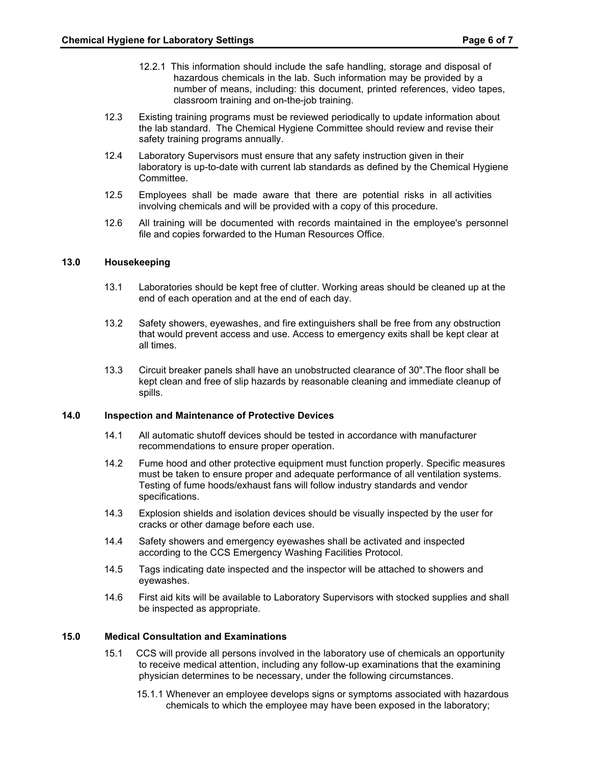12.2.1 This information should include the safe handling, storage and disposal of hazardous chemicals in the lab. Such information may be provided by a number of means, including: this document, printed references, video tapes, classroom training and on-the-job training.

12.3 Existing training programs must be reviewed periodically to update information about the lab standard. The Chemical Hygiene Committee should review and revise their safety training programs annually.

12.4 Laboratory Supervisors must ensure that any safety instruction given in their laboratory is up-to-date with current lab standards as defined by the Chemical Hygiene Committee.

12.5 Employees shall be made aware that there are potential risks in all activities involving chemicals and will be provided with a copy of this procedure.

12.6 All training will be documented with records maintained in the employee's personnel file and copies forwarded to the Human Resources Office.

## 13.0 Housekeeping

13.1 Laboratories should be kept free of clutter. Working areas should be cleaned up at the end of each operation and at the end of each day.

13.2 Safety showers, eyewashes, and fire extinguishers shall be free from any obstruction that would prevent access and use. Access to emergency exits shall be kept clear at all times.

13.3 Circuit breaker panels shall have an unobstructed clearance of 30".The floor shall be kept clean and free of slip hazards by reasonable cleaning and immediate cleanup of spills.

## 14.0 Inspection and Maintenance of Protective Devices

14.1 All automatic shutoff devices should be tested in accordance with manufacturer recommendations to ensure proper operation.

14.2 Fume hood and other protective equipment must function properly. Specific measures must be taken to ensure proper and adequate performance of all ventilation systems. Testing of fume hoods/exhaust fans will follow industry standards and vendor specifications.

14.3 Explosion shields and isolation devices should be visually inspected by the user for cracks or other damage before each use.

14.4 Safety showers and emergency eyewashes shall be activated and inspected according to the CCS Emergency Washing Facilities Protocol.

14.5 Tags indicating date inspected and the inspector will be attached to showers and eyewashes.

14.6 First aid kits will be available to Laboratory Supervisors with stocked supplies and shall be inspected as appropriate.

## 15.0 Medical Consultation and Examinations

15.1 CCS will provide all persons involved in the laboratory use of chemicals an opportunity to receive medical attention, including any follow-up examinations that the examining physician determines to be necessary, under the following circumstances.

15.1.1 Whenever an employee develops signs or symptoms associated with hazardous chemicals to which the employee may have been exposed in the laboratory;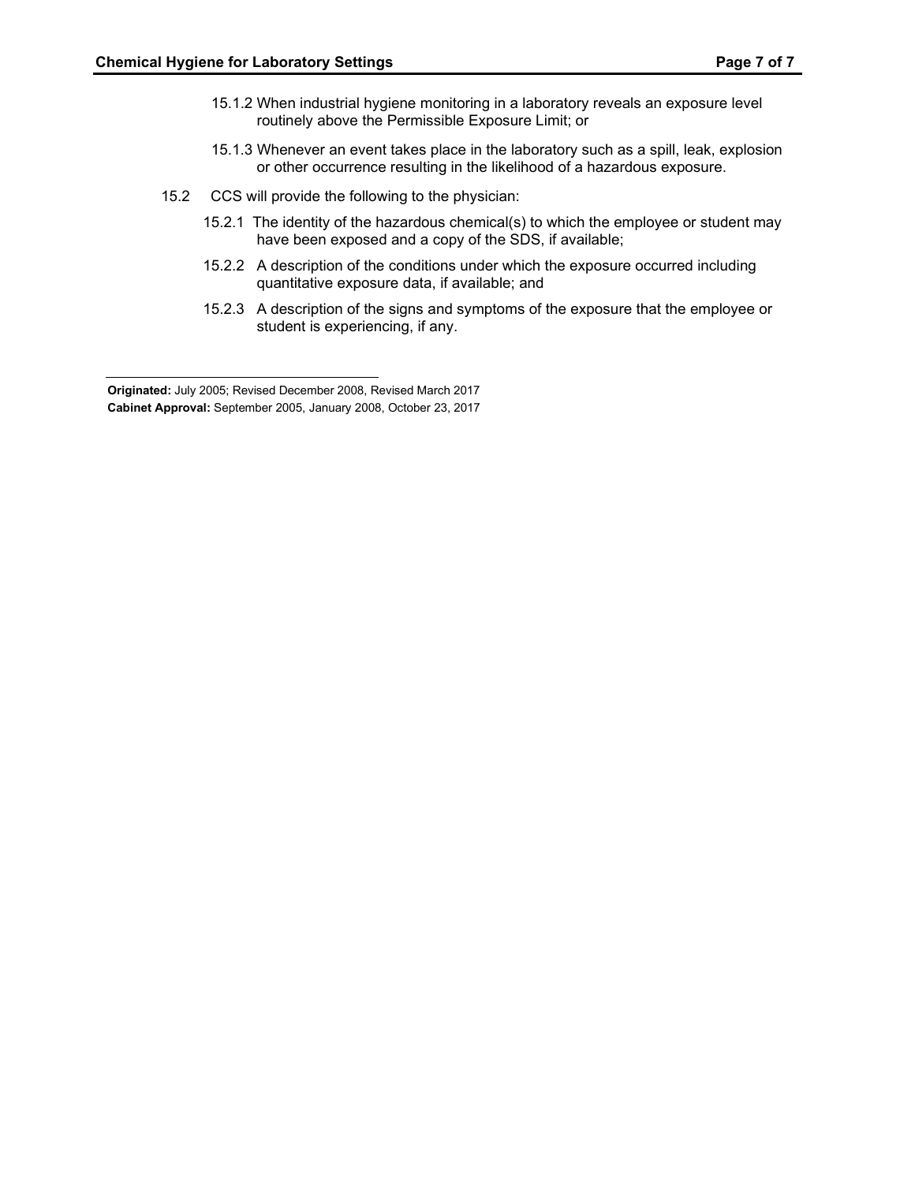15.1.2 When industrial hygiene monitoring in a laboratory reveals an exposure level routinely above the Permissible Exposure Limit; or

15.1.3 Whenever an event takes place in the laboratory such as a spill, leak, explosion or other occurrence resulting in the likelihood of a hazardous exposure.

15.2 CCS will provide the following to the physician:

15.2.1 The identity of the hazardous chemical(s) to which the employee or student may have been exposed and a copy of the SDS, if available;

15.2.2 A description of the conditions under which the exposure occurred including quantitative exposure data, if available; and

15.2.3 A description of the signs and symptoms of the exposure that the employee or student is experiencing, if any.

---

**Originated:** July 2005; Revised December 2008, Revised March 2017
**Cabinet Approval:** September 2005, January 2008, October 23, 2017